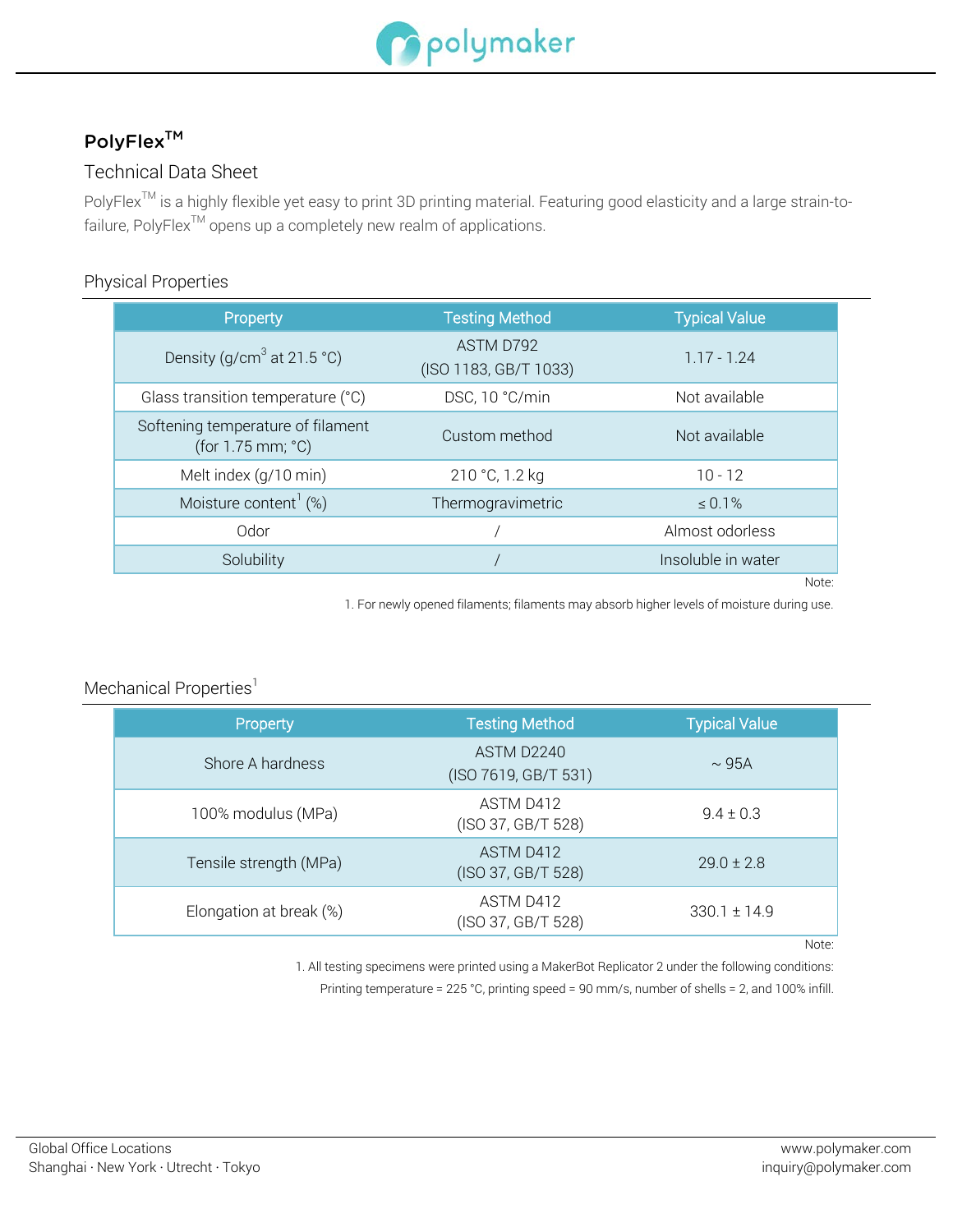# PolyFlex™

## Technical Data Sheet

PolyFlex™ is a highly flexible yet easy to print 3D printing material. Featuring good elasticity and a large strain-to-failure, PolyFlex™ opens up a completely new realm of applications.

### Physical Properties

| Property | Testing Method | Typical Value |
|---|---|---|
| Density (g/cm$^3$ at 21.5 °C) | ASTM D792 (ISO 1183, GB/T 1033) | 1.17 - 1.24 |
| Glass transition temperature (°C) | DSC, 10 °C/min | Not available |
| Softening temperature of filament (for 1.75 mm; °C) | Custom method | Not available |
| Melt index (g/10 min) | 210 °C, 1.2 kg | 10 - 12 |
| Moisture content[1] (%) | Thermogravimetric | ≤ 0.1% |
| Odor | / | Almost odorless |
| Solubility | / | Insoluble in water |

Note:

1. For newly opened filaments; filaments may absorb higher levels of moisture during use.

### Mechanical Properties[1]

| Property | Testing Method | Typical Value |
|---|---|---|
| Shore A hardness | ASTM D2240 (ISO 7619, GB/T 531) | ~ 95A |
| 100% modulus (MPa) | ASTM D412 (ISO 37, GB/T 528) | 9.4 ± 0.3 |
| Tensile strength (MPa) | ASTM D412 (ISO 37, GB/T 528) | 29.0 ± 2.8 |
| Elongation at break (%) | ASTM D412 (ISO 37, GB/T 528) | 330.1 ± 14.9 |

Note:

1. All testing specimens were printed using a MakerBot Replicator 2 under the following conditions: Printing temperature = 225 °C, printing speed = 90 mm/s, number of shells = 2, and 100% infill.

Global Office Locations
Shanghai · New York · Utrecht · Tokyo

www.polymaker.com
inquiry@polymaker.com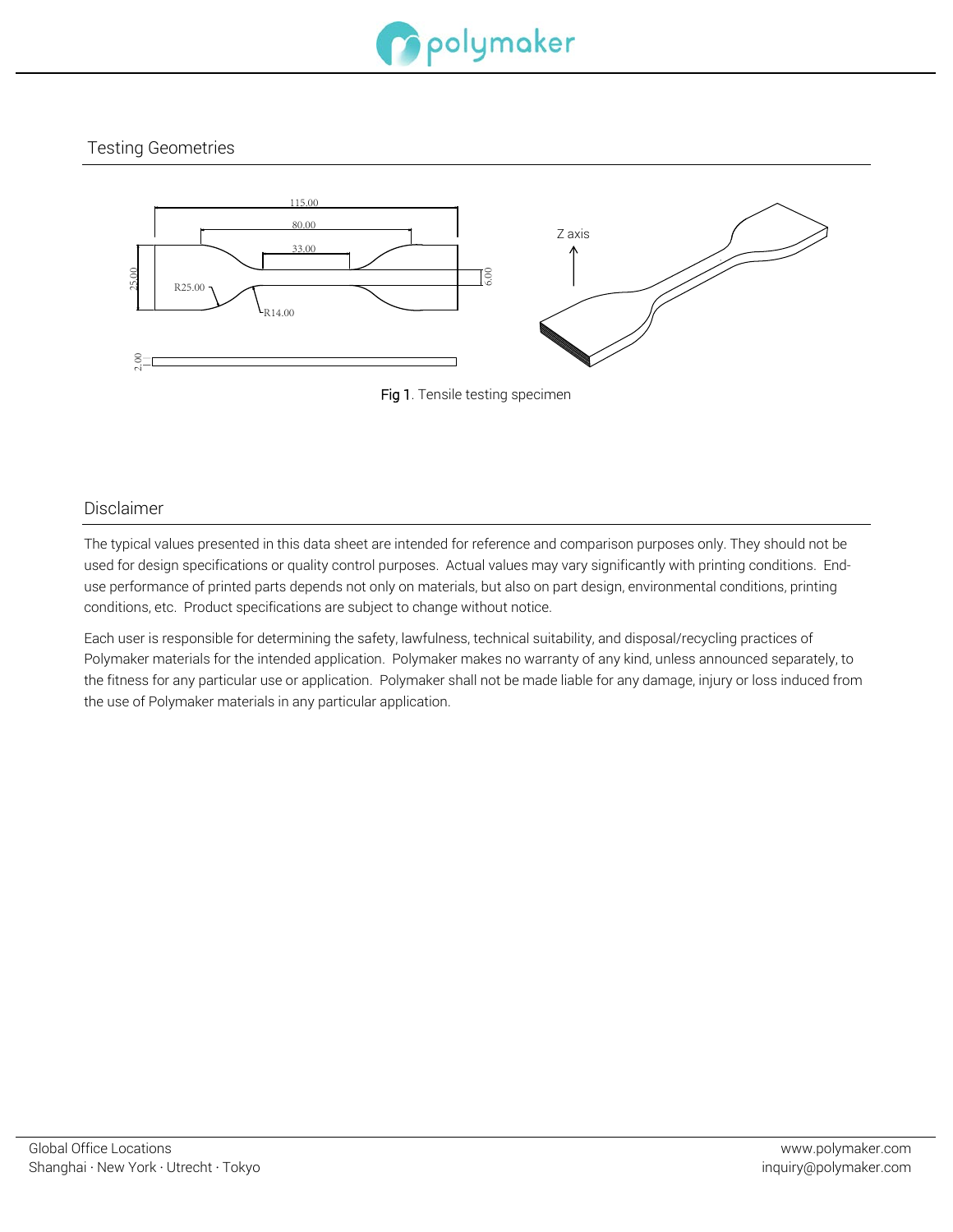## Testing Geometries

115.00
80.00
33.00
25.00
R25.00
R14.00
6.00
2.00
Z axis

**Fig 1**. Tensile testing specimen

## Disclaimer

The typical values presented in this data sheet are intended for reference and comparison purposes only. They should not be used for design specifications or quality control purposes. Actual values may vary significantly with printing conditions. End-use performance of printed parts depends not only on materials, but also on part design, environmental conditions, printing conditions, etc. Product specifications are subject to change without notice.

Each user is responsible for determining the safety, lawfulness, technical suitability, and disposal/recycling practices of Polymaker materials for the intended application. Polymaker makes no warranty of any kind, unless announced separately, to the fitness for any particular use or application. Polymaker shall not be made liable for any damage, injury or loss induced from the use of Polymaker materials in any particular application.